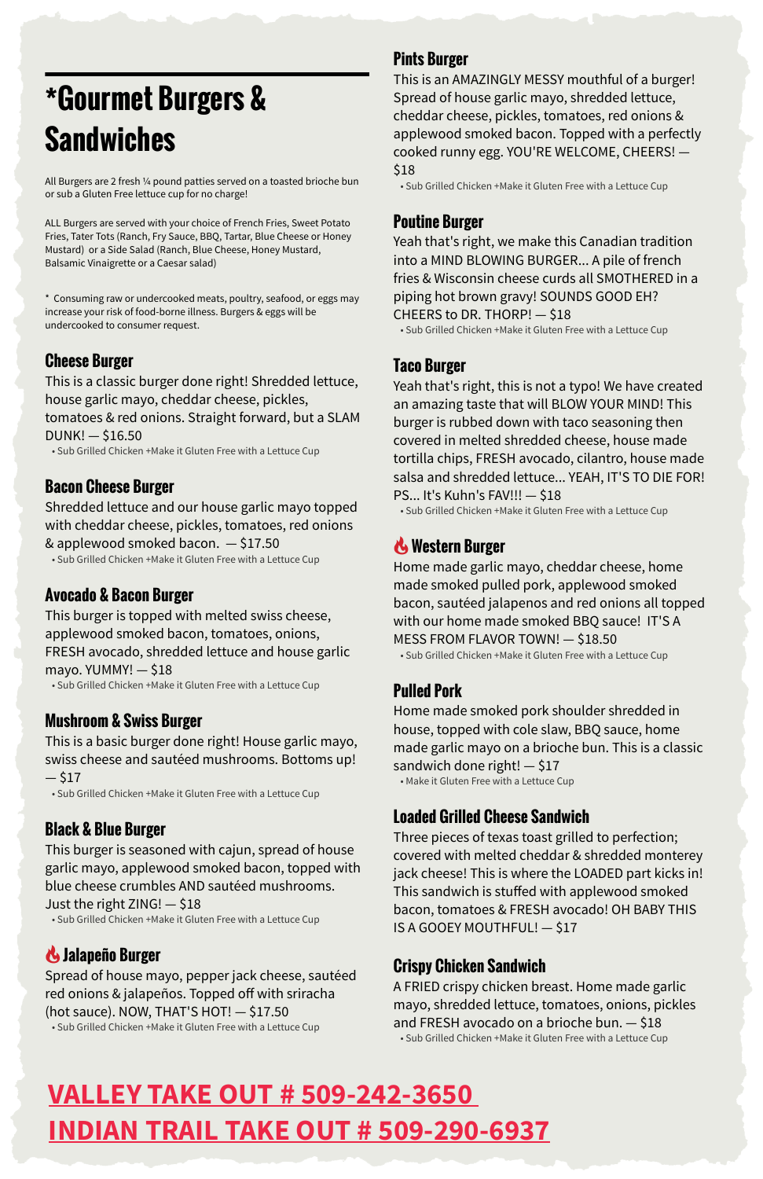# *Gourmet Burgers & Sandwiches

All Burgers are 2 fresh ¼ pound patties served on a toasted brioche bun or sub a Gluten Free lettuce cup for no charge!

ALL Burgers are served with your choice of French Fries, Sweet Potato Fries, Tater Tots (Ranch, Fry Sauce, BBQ, Tartar, Blue Cheese or Honey Mustard) or a Side Salad (Ranch, Blue Cheese, Honey Mustard, Balsamic Vinaigrette or a Caesar salad)

* Consuming raw or undercooked meats, poultry, seafood, or eggs may increase your risk of food-borne illness. Burgers & eggs will be undercooked to consumer request.

## Cheese Burger

This is a classic burger done right! Shredded lettuce, house garlic mayo, cheddar cheese, pickles, tomatoes & red onions. Straight forward, but a SLAM DUNK! — $16.50

- Sub Grilled Chicken +Make it Gluten Free with a Lettuce Cup

## Bacon Cheese Burger

Shredded lettuce and our house garlic mayo topped with cheddar cheese, pickles, tomatoes, red onions & applewood smoked bacon. — $17.50

- Sub Grilled Chicken +Make it Gluten Free with a Lettuce Cup

## Avocado & Bacon Burger

This burger is topped with melted swiss cheese, applewood smoked bacon, tomatoes, onions, FRESH avocado, shredded lettuce and house garlic mayo. YUMMY! — $18

- Sub Grilled Chicken +Make it Gluten Free with a Lettuce Cup

## Mushroom & Swiss Burger

This is a basic burger done right! House garlic mayo, swiss cheese and sautéed mushrooms. Bottoms up! — $17

- Sub Grilled Chicken +Make it Gluten Free with a Lettuce Cup

## Black & Blue Burger

This burger is seasoned with cajun, spread of house garlic mayo, applewood smoked bacon, topped with blue cheese crumbles AND sautéed mushrooms. Just the right ZING! — $18

- Sub Grilled Chicken +Make it Gluten Free with a Lettuce Cup

## 🔥 Jalapeño Burger

Spread of house mayo, pepper jack cheese, sautéed red onions & jalapeños. Topped off with sriracha (hot sauce). NOW, THAT'S HOT! — $17.50

- Sub Grilled Chicken +Make it Gluten Free with a Lettuce Cup

## Pints Burger

This is an AMAZINGLY MESSY mouthful of a burger! Spread of house garlic mayo, shredded lettuce, cheddar cheese, pickles, tomatoes, red onions & applewood smoked bacon. Topped with a perfectly cooked runny egg. YOU'RE WELCOME, CHEERS! — $18

- Sub Grilled Chicken +Make it Gluten Free with a Lettuce Cup

## Poutine Burger

Yeah that's right, we make this Canadian tradition into a MIND BLOWING BURGER... A pile of french fries & Wisconsin cheese curds all SMOTHERED in a piping hot brown gravy! SOUNDS GOOD EH? CHEERS to DR. THORP! — $18

- Sub Grilled Chicken +Make it Gluten Free with a Lettuce Cup

## Taco Burger

Yeah that's right, this is not a typo! We have created an amazing taste that will BLOW YOUR MIND! This burger is rubbed down with taco seasoning then covered in melted shredded cheese, house made tortilla chips, FRESH avocado, cilantro, house made salsa and shredded lettuce... YEAH, IT'S TO DIE FOR! PS... It's Kuhn's FAV!!! — $18

- Sub Grilled Chicken +Make it Gluten Free with a Lettuce Cup

## 🔥 Western Burger

Home made garlic mayo, cheddar cheese, home made smoked pulled pork, applewood smoked bacon, sautéed jalapenos and red onions all topped with our home made smoked BBQ sauce! IT'S A MESS FROM FLAVOR TOWN! — $18.50

- Sub Grilled Chicken +Make it Gluten Free with a Lettuce Cup

## Pulled Pork

Home made smoked pork shoulder shredded in house, topped with cole slaw, BBQ sauce, home made garlic mayo on a brioche bun. This is a classic sandwich done right! — $17

- Make it Gluten Free with a Lettuce Cup

## Loaded Grilled Cheese Sandwich

Three pieces of texas toast grilled to perfection; covered with melted cheddar & shredded monterey jack cheese! This is where the LOADED part kicks in! This sandwich is stuffed with applewood smoked bacon, tomatoes & FRESH avocado! OH BABY THIS IS A GOOEY MOUTHFUL! — $17

## Crispy Chicken Sandwich

A FRIED crispy chicken breast. Home made garlic mayo, shredded lettuce, tomatoes, onions, pickles and FRESH avocado on a brioche bun. — $18

- Sub Grilled Chicken +Make it Gluten Free with a Lettuce Cup

**VALLEY TAKE OUT # 509-242-3650**

**INDIAN TRAIL TAKE OUT # 509-290-6937**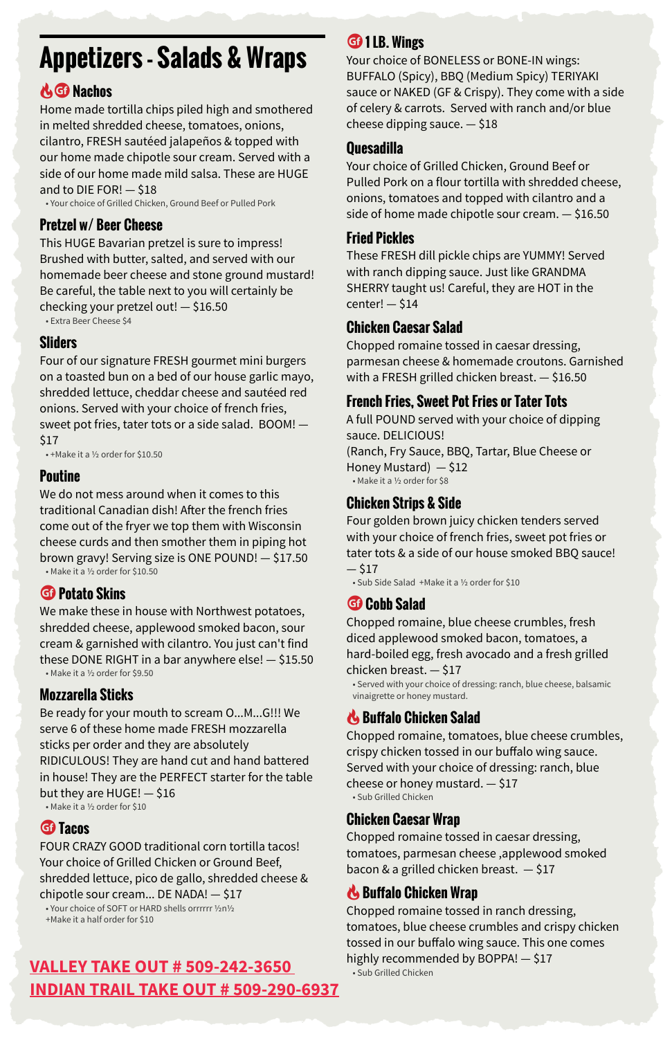# Appetizers - Salads & Wraps

### Nachos

Home made tortilla chips piled high and smothered in melted shredded cheese, tomatoes, onions, cilantro, FRESH sautéed jalapeños & topped with our home made chipotle sour cream. Served with a side of our home made mild salsa. These are HUGE and to DIE FOR! — $18

- Your choice of Grilled Chicken, Ground Beef or Pulled Pork

### Pretzel w/ Beer Cheese

This HUGE Bavarian pretzel is sure to impress! Brushed with butter, salted, and served with our homemade beer cheese and stone ground mustard! Be careful, the table next to you will certainly be checking your pretzel out! — $16.50

- Extra Beer Cheese $4

### Sliders

Four of our signature FRESH gourmet mini burgers on a toasted bun on a bed of our house garlic mayo, shredded lettuce, cheddar cheese and sautéed red onions. Served with your choice of french fries, sweet pot fries, tater tots or a side salad. BOOM! — $17

- +Make it a ½ order for $10.50

### Poutine

We do not mess around when it comes to this traditional Canadian dish! After the french fries come out of the fryer we top them with Wisconsin cheese curds and then smother them in piping hot brown gravy! Serving size is ONE POUND! — $17.50

- Make it a ½ order for $10.50

### Potato Skins

We make these in house with Northwest potatoes, shredded cheese, applewood smoked bacon, sour cream & garnished with cilantro. You just can't find these DONE RIGHT in a bar anywhere else! — $15.50

- Make it a ½ order for $9.50

### Mozzarella Sticks

Be ready for your mouth to scream O...M...G!!! We serve 6 of these home made FRESH mozzarella sticks per order and they are absolutely RIDICULOUS! They are hand cut and hand battered in house! They are the PERFECT starter for the table but they are HUGE! — $16

- Make it a ½ order for $10

### Tacos

FOUR CRAZY GOOD traditional corn tortilla tacos! Your choice of Grilled Chicken or Ground Beef, shredded lettuce, pico de gallo, shredded cheese & chipotle sour cream... DE NADA! — $17

- Your choice of SOFT or HARD shells orrrrrr ½n½

+Make it a half order for $10

### 1 LB. Wings

Your choice of BONELESS or BONE-IN wings: BUFFALO (Spicy), BBQ (Medium Spicy) TERIYAKI sauce or NAKED (GF & Crispy). They come with a side of celery & carrots. Served with ranch and/or blue cheese dipping sauce. — $18

### Quesadilla

Your choice of Grilled Chicken, Ground Beef or Pulled Pork on a flour tortilla with shredded cheese, onions, tomatoes and topped with cilantro and a side of home made chipotle sour cream. — $16.50

### Fried Pickles

These FRESH dill pickle chips are YUMMY! Served with ranch dipping sauce. Just like GRANDMA SHERRY taught us! Careful, they are HOT in the center! — $14

### Chicken Caesar Salad

Chopped romaine tossed in caesar dressing, parmesan cheese & homemade croutons. Garnished with a FRESH grilled chicken breast. — $16.50

### French Fries, Sweet Pot Fries or Tater Tots

A full POUND served with your choice of dipping sauce. DELICIOUS!
(Ranch, Fry Sauce, BBQ, Tartar, Blue Cheese or Honey Mustard) — $12

- Make it a ½ order for $8

### Chicken Strips & Side

Four golden brown juicy chicken tenders served with your choice of french fries, sweet pot fries or tater tots & a side of our house smoked BBQ sauce! — $17

- Sub Side Salad +Make it a ½ order for $10

### Cobb Salad

Chopped romaine, blue cheese crumbles, fresh diced applewood smoked bacon, tomatoes, a hard-boiled egg, fresh avocado and a fresh grilled chicken breast. — $17

- Served with your choice of dressing: ranch, blue cheese, balsamic vinaigrette or honey mustard.

### Buffalo Chicken Salad

Chopped romaine, tomatoes, blue cheese crumbles, crispy chicken tossed in our buffalo wing sauce. Served with your choice of dressing: ranch, blue cheese or honey mustard. — $17

- Sub Grilled Chicken

### Chicken Caesar Wrap

Chopped romaine tossed in caesar dressing, tomatoes, parmesan cheese ,applewood smoked bacon & a grilled chicken breast. — $17

### Buffalo Chicken Wrap

Chopped romaine tossed in ranch dressing, tomatoes, blue cheese crumbles and crispy chicken tossed in our buffalo wing sauce. This one comes highly recommended by BOPPA! — $17

- Sub Grilled Chicken

**VALLEY TAKE OUT # 509-242-3650**

**INDIAN TRAIL TAKE OUT # 509-290-6937**